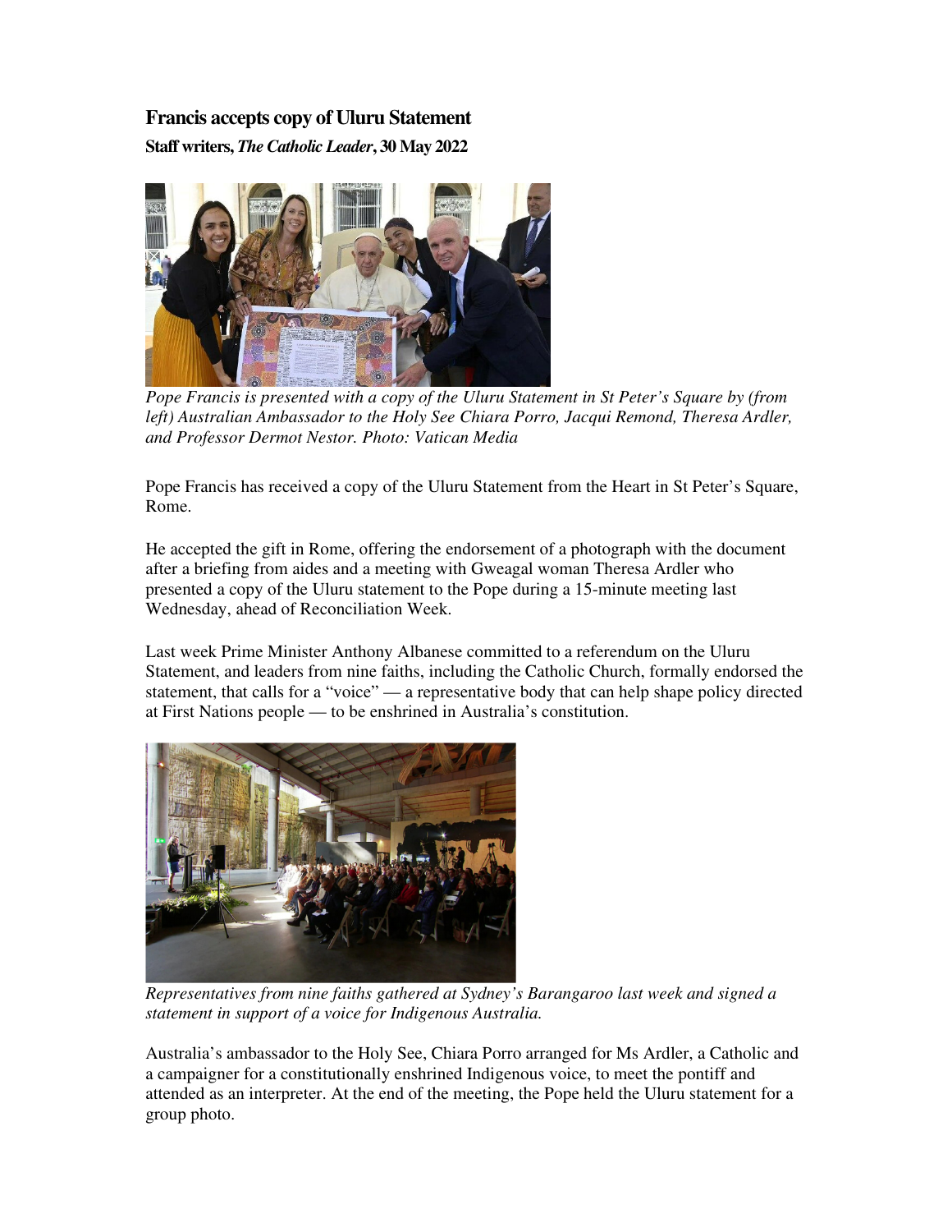# Francis accepts copy of Uluru Statement

**Staff writers, *The Catholic Leader*, 30 May 2022**

*Pope Francis is presented with a copy of the Uluru Statement in St Peter's Square by (from left) Australian Ambassador to the Holy See Chiara Porro, Jacqui Remond, Theresa Ardler, and Professor Dermot Nestor. Photo: Vatican Media*

Pope Francis has received a copy of the Uluru Statement from the Heart in St Peter's Square, Rome.

He accepted the gift in Rome, offering the endorsement of a photograph with the document after a briefing from aides and a meeting with Gweagal woman Theresa Ardler who presented a copy of the Uluru statement to the Pope during a 15-minute meeting last Wednesday, ahead of Reconciliation Week.

Last week Prime Minister Anthony Albanese committed to a referendum on the Uluru Statement, and leaders from nine faiths, including the Catholic Church, formally endorsed the statement, that calls for a "voice" — a representative body that can help shape policy directed at First Nations people — to be enshrined in Australia's constitution.

*Representatives from nine faiths gathered at Sydney's Barangaroo last week and signed a statement in support of a voice for Indigenous Australia.*

Australia's ambassador to the Holy See, Chiara Porro arranged for Ms Ardler, a Catholic and a campaigner for a constitutionally enshrined Indigenous voice, to meet the pontiff and attended as an interpreter. At the end of the meeting, the Pope held the Uluru statement for a group photo.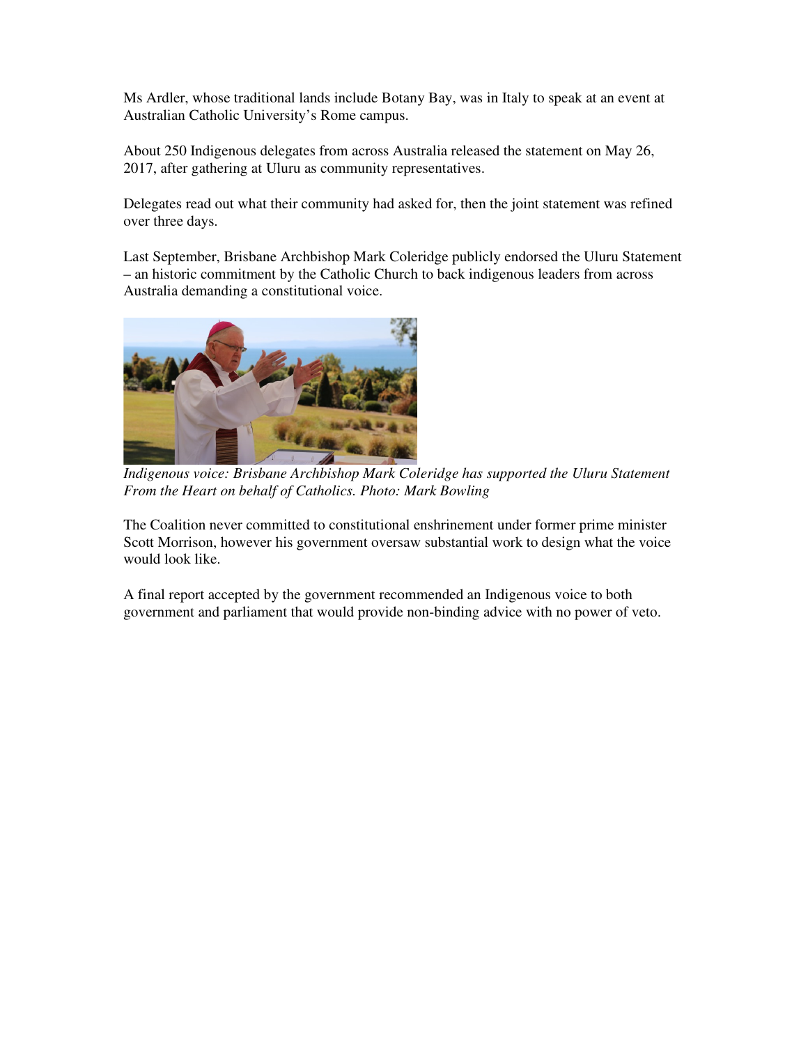Ms Ardler, whose traditional lands include Botany Bay, was in Italy to speak at an event at Australian Catholic University's Rome campus.

About 250 Indigenous delegates from across Australia released the statement on May 26, 2017, after gathering at Uluru as community representatives.

Delegates read out what their community had asked for, then the joint statement was refined over three days.

Last September, Brisbane Archbishop Mark Coleridge publicly endorsed the Uluru Statement – an historic commitment by the Catholic Church to back indigenous leaders from across Australia demanding a constitutional voice.

*Indigenous voice: Brisbane Archbishop Mark Coleridge has supported the Uluru Statement From the Heart on behalf of Catholics. Photo: Mark Bowling*

The Coalition never committed to constitutional enshrinement under former prime minister Scott Morrison, however his government oversaw substantial work to design what the voice would look like.

A final report accepted by the government recommended an Indigenous voice to both government and parliament that would provide non-binding advice with no power of veto.